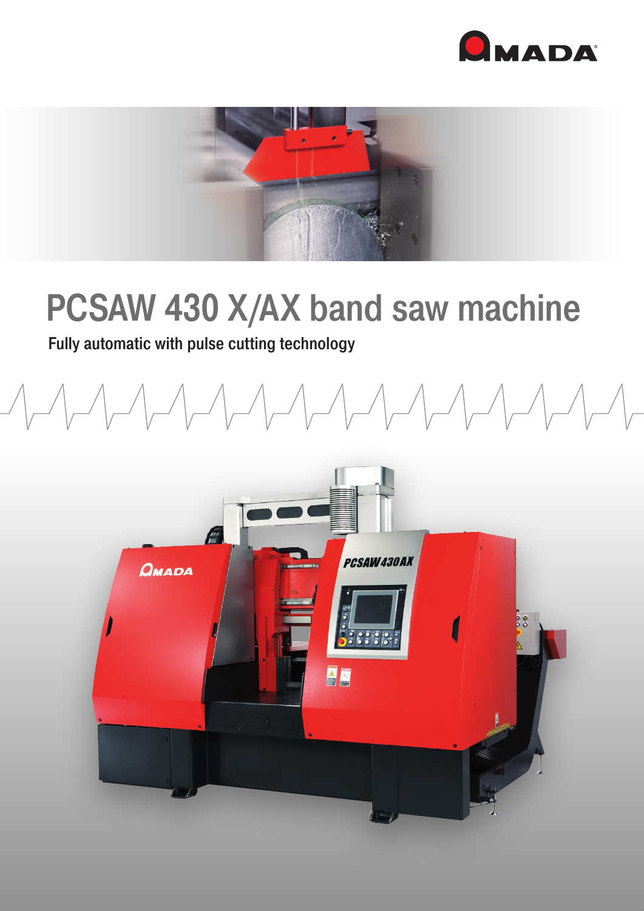# PCSAW 430 X/AX band saw machine

Fully automatic with pulse cutting technology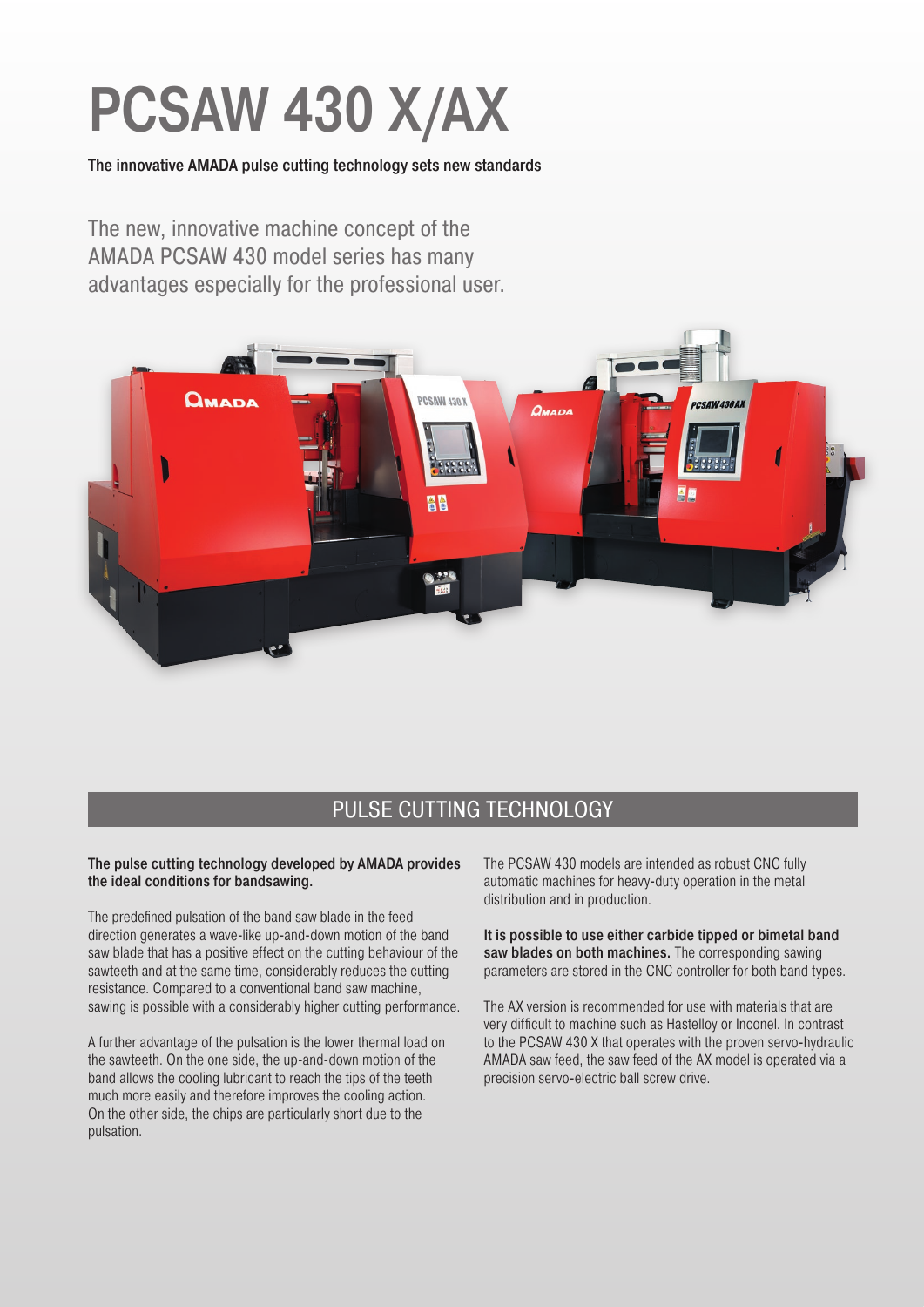# PCSAW 430 X/AX

**The innovative AMADA pulse cutting technology sets new standards**

The new, innovative machine concept of the AMADA PCSAW 430 model series has many advantages especially for the professional user.

## PULSE CUTTING TECHNOLOGY

**The pulse cutting technology developed by AMADA provides the ideal conditions for bandsawing.**

The predefined pulsation of the band saw blade in the feed direction generates a wave-like up-and-down motion of the band saw blade that has a positive effect on the cutting behaviour of the sawteeth and at the same time, considerably reduces the cutting resistance. Compared to a conventional band saw machine, sawing is possible with a considerably higher cutting performance.

A further advantage of the pulsation is the lower thermal load on the sawteeth. On the one side, the up-and-down motion of the band allows the cooling lubricant to reach the tips of the teeth much more easily and therefore improves the cooling action. On the other side, the chips are particularly short due to the pulsation.

The PCSAW 430 models are intended as robust CNC fully automatic machines for heavy-duty operation in the metal distribution and in production.

**It is possible to use either carbide tipped or bimetal band saw blades on both machines.** The corresponding sawing parameters are stored in the CNC controller for both band types.

The AX version is recommended for use with materials that are very difficult to machine such as Hastelloy or Inconel. In contrast to the PCSAW 430 X that operates with the proven servo-hydraulic AMADA saw feed, the saw feed of the AX model is operated via a precision servo-electric ball screw drive.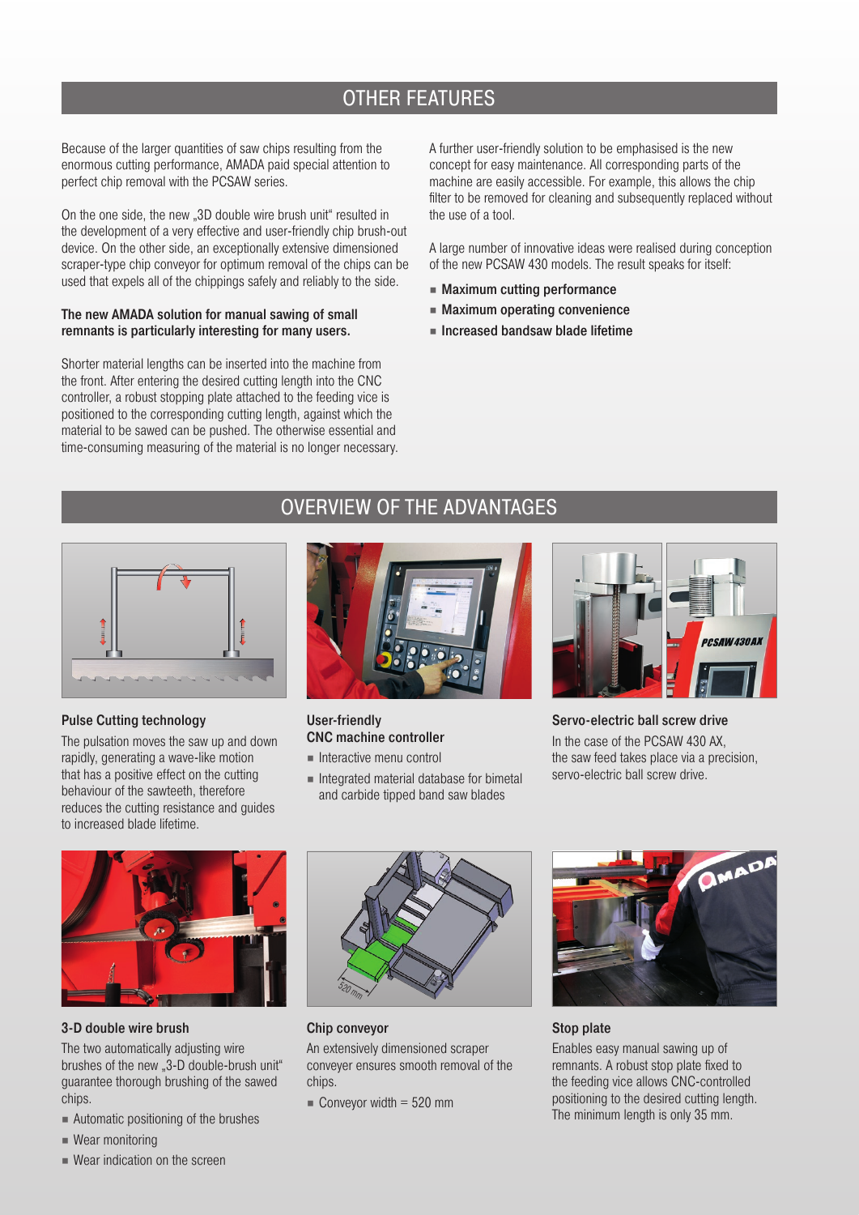## OTHER FEATURES

Because of the larger quantities of saw chips resulting from the enormous cutting performance, AMADA paid special attention to perfect chip removal with the PCSAW series.

On the one side, the new „3D double wire brush unit" resulted in the development of a very effective and user-friendly chip brush-out device. On the other side, an exceptionally extensive dimensioned scraper-type chip conveyor for optimum removal of the chips can be used that expels all of the chippings safely and reliably to the side.

**The new AMADA solution for manual sawing of small remnants is particularly interesting for many users.**

Shorter material lengths can be inserted into the machine from the front. After entering the desired cutting length into the CNC controller, a robust stopping plate attached to the feeding vice is positioned to the corresponding cutting length, against which the material to be sawed can be pushed. The otherwise essential and time-consuming measuring of the material is no longer necessary.

A further user-friendly solution to be emphasised is the new concept for easy maintenance. All corresponding parts of the machine are easily accessible. For example, this allows the chip filter to be removed for cleaning and subsequently replaced without the use of a tool.

A large number of innovative ideas were realised during conception of the new PCSAW 430 models. The result speaks for itself:

- **Maximum cutting performance**
- **Maximum operating convenience**
- **Increased bandsaw blade lifetime**

## OVERVIEW OF THE ADVANTAGES

### Pulse Cutting technology

The pulsation moves the saw up and down rapidly, generating a wave-like motion that has a positive effect on the cutting behaviour of the sawteeth, therefore reduces the cutting resistance and guides to increased blade lifetime.

### User-friendly CNC machine controller

- Interactive menu control
- Integrated material database for bimetal and carbide tipped band saw blades

### Servo-electric ball screw drive

In the case of the PCSAW 430 AX, the saw feed takes place via a precision, servo-electric ball screw drive.

### 3-D double wire brush

The two automatically adjusting wire brushes of the new „3-D double-brush unit" guarantee thorough brushing of the sawed chips.

- Automatic positioning of the brushes
- Wear monitoring
- Wear indication on the screen

### Chip conveyor

An extensively dimensioned scraper conveyer ensures smooth removal of the chips.

- Conveyor width = 520 mm

### Stop plate

Enables easy manual sawing up of remnants. A robust stop plate fixed to the feeding vice allows CNC-controlled positioning to the desired cutting length. The minimum length is only 35 mm.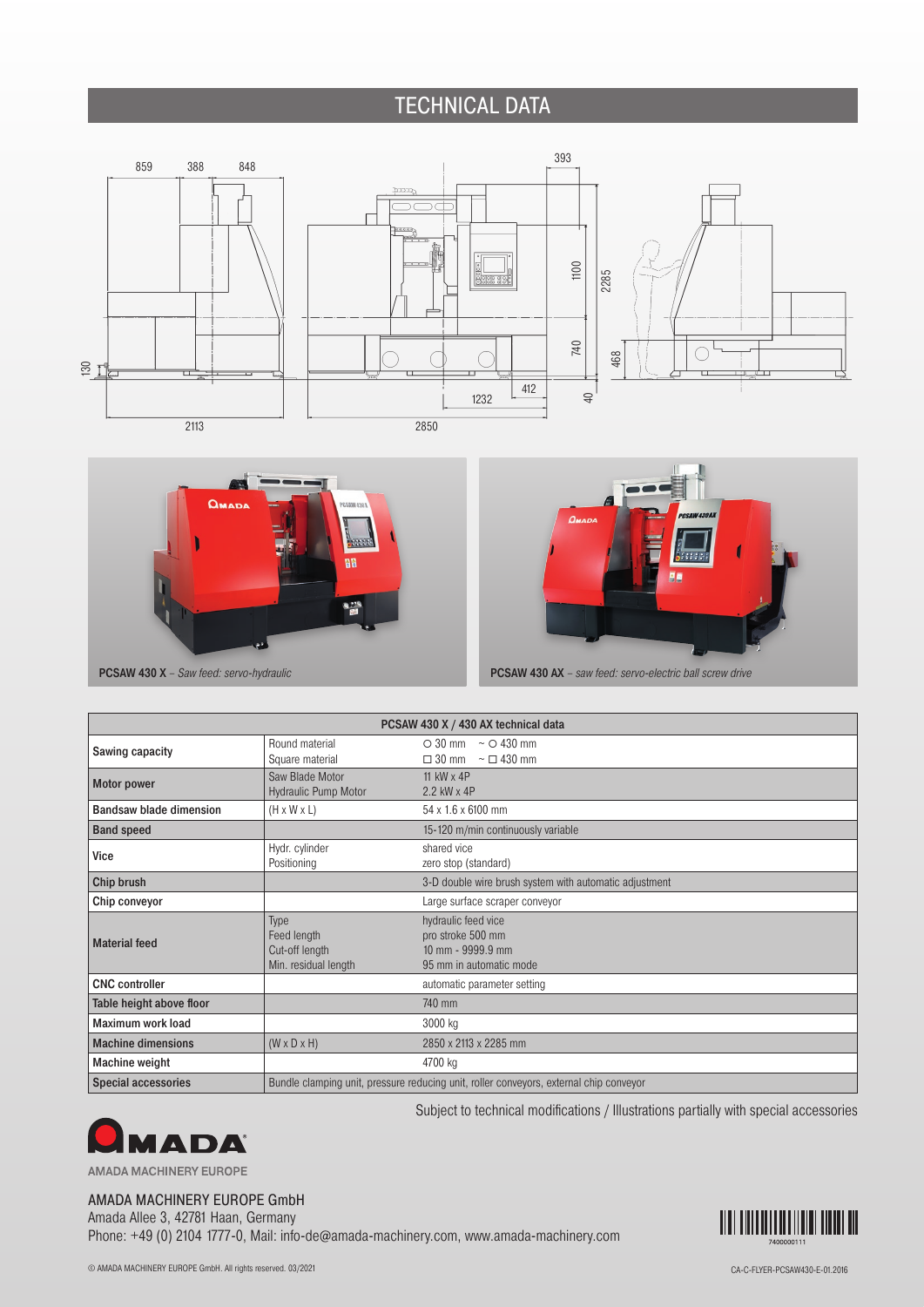# TECHNICAL DATA

859 388 848

393

1100

2285

740

468

130

412

1232

40

2113

2850

**PCSAW 430 X** – *Saw feed: servo-hydraulic*

**PCSAW 430 AX** – *saw feed: servo-electric ball screw drive*

| PCSAW 430 X / 430 AX technical data | | |
|---|---|---|
| **Sawing capacity** | Round material<br>Square material | ○ 30 mm ~ ○ 430 mm<br>□ 30 mm ~ □ 430 mm |
| **Motor power** | Saw Blade Motor<br>Hydraulic Pump Motor | 11 kW x 4P<br>2.2 kW x 4P |
| **Bandsaw blade dimension** | (H x W x L) | 54 x 1.6 x 6100 mm |
| **Band speed** | | 15-120 m/min continuously variable |
| **Vice** | Hydr. cylinder<br>Positioning | shared vice<br>zero stop (standard) |
| **Chip brush** | | 3-D double wire brush system with automatic adjustment |
| **Chip conveyor** | | Large surface scraper conveyor |
| **Material feed** | Type<br>Feed length<br>Cut-off length<br>Min. residual length | hydraulic feed vice<br>pro stroke 500 mm<br>10 mm - 9999.9 mm<br>95 mm in automatic mode |
| **CNC controller** | | automatic parameter setting |
| **Table height above floor** | | 740 mm |
| **Maximum work load** | | 3000 kg |
| **Machine dimensions** | (W x D x H) | 2850 x 2113 x 2285 mm |
| **Machine weight** | | 4700 kg |
| **Special accessories** | Bundle clamping unit, pressure reducing unit, roller conveyors, external chip conveyor | |

Subject to technical modifications / Illustrations partially with special accessories

AMADA MACHINERY EUROPE

AMADA MACHINERY EUROPE GmbH
Amada Allee 3, 42781 Haan, Germany
Phone: +49 (0) 2104 1777-0, Mail: info-de@amada-machinery.com, www.amada-machinery.com

7400000111

© AMADA MACHINERY EUROPE GmbH. All rights reserved. 03/2021

CA-C-FLYER-PCSAW430-E-01.2016